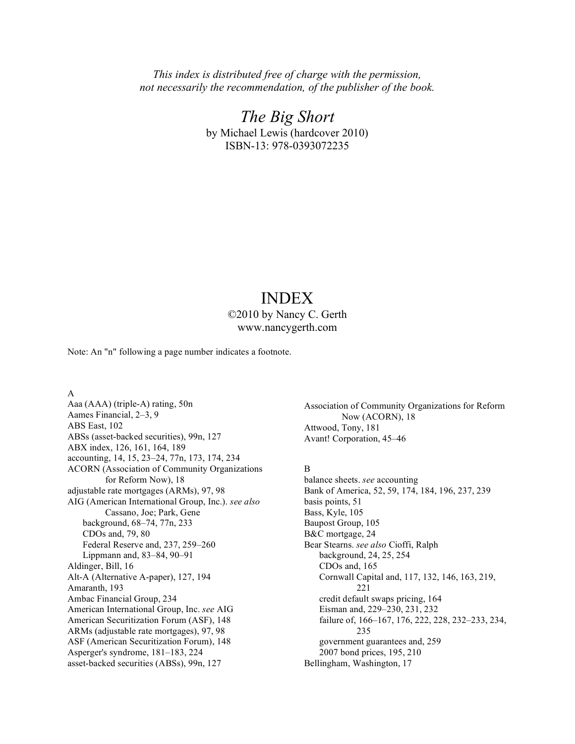*This index is distributed free of charge with the permission, not necessarily the recommendation, of the publisher of the book.*

# *The Big Short*

by Michael Lewis (hardcover 2010)
ISBN-13: 978-0393072235

# INDEX

©2010 by Nancy C. Gerth
www.nancygerth.com

Note: An "n" following a page number indicates a footnote.

A

Aaa (AAA) (triple-A) rating, 50n
Aames Financial, 2–3, 9
ABS East, 102
ABSs (asset-backed securities), 99n, 127
ABX index, 126, 161, 164, 189
accounting, 14, 15, 23–24, 77n, 173, 174, 234
ACORN (Association of Community Organizations for Reform Now), 18
adjustable rate mortgages (ARMs), 97, 98
AIG (American International Group, Inc.). *see also* Cassano, Joe; Park, Gene
- background, 68–74, 77n, 233
- CDOs and, 79, 80
- Federal Reserve and, 237, 259–260
- Lippmann and, 83–84, 90–91

Aldinger, Bill, 16
Alt-A (Alternative A-paper), 127, 194
Amaranth, 193
Ambac Financial Group, 234
American International Group, Inc. *see* AIG
American Securitization Forum (ASF), 148
ARMs (adjustable rate mortgages), 97, 98
ASF (American Securitization Forum), 148
Asperger's syndrome, 181–183, 224
asset-backed securities (ABSs), 99n, 127
Association of Community Organizations for Reform Now (ACORN), 18
Attwood, Tony, 181
Avant! Corporation, 45–46

B

balance sheets. *see* accounting
Bank of America, 52, 59, 174, 184, 196, 237, 239
basis points, 51
Bass, Kyle, 105
Baupost Group, 105
B&C mortgage, 24
Bear Stearns. *see also* Cioffi, Ralph
- background, 24, 25, 254
- CDOs and, 165
- Cornwall Capital and, 117, 132, 146, 163, 219, 221
- credit default swaps pricing, 164
- Eisman and, 229–230, 231, 232
- failure of, 166–167, 176, 222, 228, 232–233, 234, 235
- government guarantees and, 259
- 2007 bond prices, 195, 210

Bellingham, Washington, 17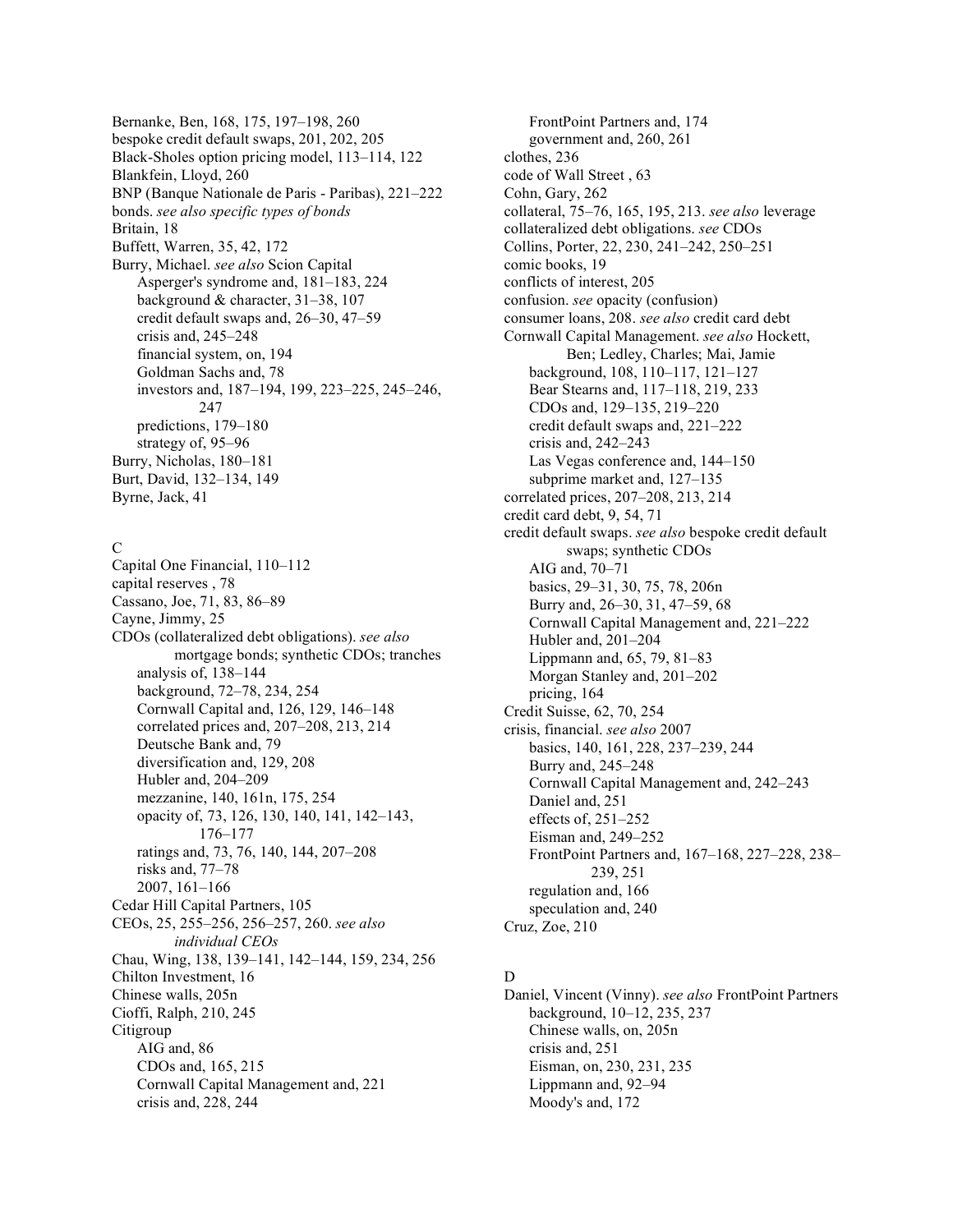Bernanke, Ben, 168, 175, 197–198, 260
bespoke credit default swaps, 201, 202, 205
Black-Sholes option pricing model, 113–114, 122
Blankfein, Lloyd, 260
BNP (Banque Nationale de Paris - Paribas), 221–222
bonds. *see also specific types of bonds*
Britain, 18
Buffett, Warren, 35, 42, 172
Burry, Michael. *see also* Scion Capital
  Asperger's syndrome and, 181–183, 224
  background & character, 31–38, 107
  credit default swaps and, 26–30, 47–59
  crisis and, 245–248
  financial system, on, 194
  Goldman Sachs and, 78
  investors and, 187–194, 199, 223–225, 245–246, 247
  predictions, 179–180
  strategy of, 95–96
Burry, Nicholas, 180–181
Burt, David, 132–134, 149
Byrne, Jack, 41

## C

Capital One Financial, 110–112
capital reserves , 78
Cassano, Joe, 71, 83, 86–89
Cayne, Jimmy, 25
CDOs (collateralized debt obligations). *see also* mortgage bonds; synthetic CDOs; tranches
  analysis of, 138–144
  background, 72–78, 234, 254
  Cornwall Capital and, 126, 129, 146–148
  correlated prices and, 207–208, 213, 214
  Deutsche Bank and, 79
  diversification and, 129, 208
  Hubler and, 204–209
  mezzanine, 140, 161n, 175, 254
  opacity of, 73, 126, 130, 140, 141, 142–143, 176–177
  ratings and, 73, 76, 140, 144, 207–208
  risks and, 77–78
  2007, 161–166
Cedar Hill Capital Partners, 105
CEOs, 25, 255–256, 256–257, 260. *see also individual CEOs*
Chau, Wing, 138, 139–141, 142–144, 159, 234, 256
Chilton Investment, 16
Chinese walls, 205n
Cioffi, Ralph, 210, 245
Citigroup
  AIG and, 86
  CDOs and, 165, 215
  Cornwall Capital Management and, 221
  crisis and, 228, 244
  FrontPoint Partners and, 174
  government and, 260, 261
clothes, 236
code of Wall Street , 63
Cohn, Gary, 262
collateral, 75–76, 165, 195, 213. *see also* leverage
collateralized debt obligations. *see* CDOs
Collins, Porter, 22, 230, 241–242, 250–251
comic books, 19
conflicts of interest, 205
confusion. *see* opacity (confusion)
consumer loans, 208. *see also* credit card debt
Cornwall Capital Management. *see also* Hockett, Ben; Ledley, Charles; Mai, Jamie
  background, 108, 110–117, 121–127
  Bear Stearns and, 117–118, 219, 233
  CDOs and, 129–135, 219–220
  credit default swaps and, 221–222
  crisis and, 242–243
  Las Vegas conference and, 144–150
  subprime market and, 127–135
correlated prices, 207–208, 213, 214
credit card debt, 9, 54, 71
credit default swaps. *see also* bespoke credit default swaps; synthetic CDOs
  AIG and, 70–71
  basics, 29–31, 30, 75, 78, 206n
  Burry and, 26–30, 31, 47–59, 68
  Cornwall Capital Management and, 221–222
  Hubler and, 201–204
  Lippmann and, 65, 79, 81–83
  Morgan Stanley and, 201–202
  pricing, 164
Credit Suisse, 62, 70, 254
crisis, financial. *see also* 2007
  basics, 140, 161, 228, 237–239, 244
  Burry and, 245–248
  Cornwall Capital Management and, 242–243
  Daniel and, 251
  effects of, 251–252
  Eisman and, 249–252
  FrontPoint Partners and, 167–168, 227–228, 238–239, 251
  regulation and, 166
  speculation and, 240
Cruz, Zoe, 210

## D

Daniel, Vincent (Vinny). *see also* FrontPoint Partners
  background, 10–12, 235, 237
  Chinese walls, on, 205n
  crisis and, 251
  Eisman, on, 230, 231, 235
  Lippmann and, 92–94
  Moody's and, 172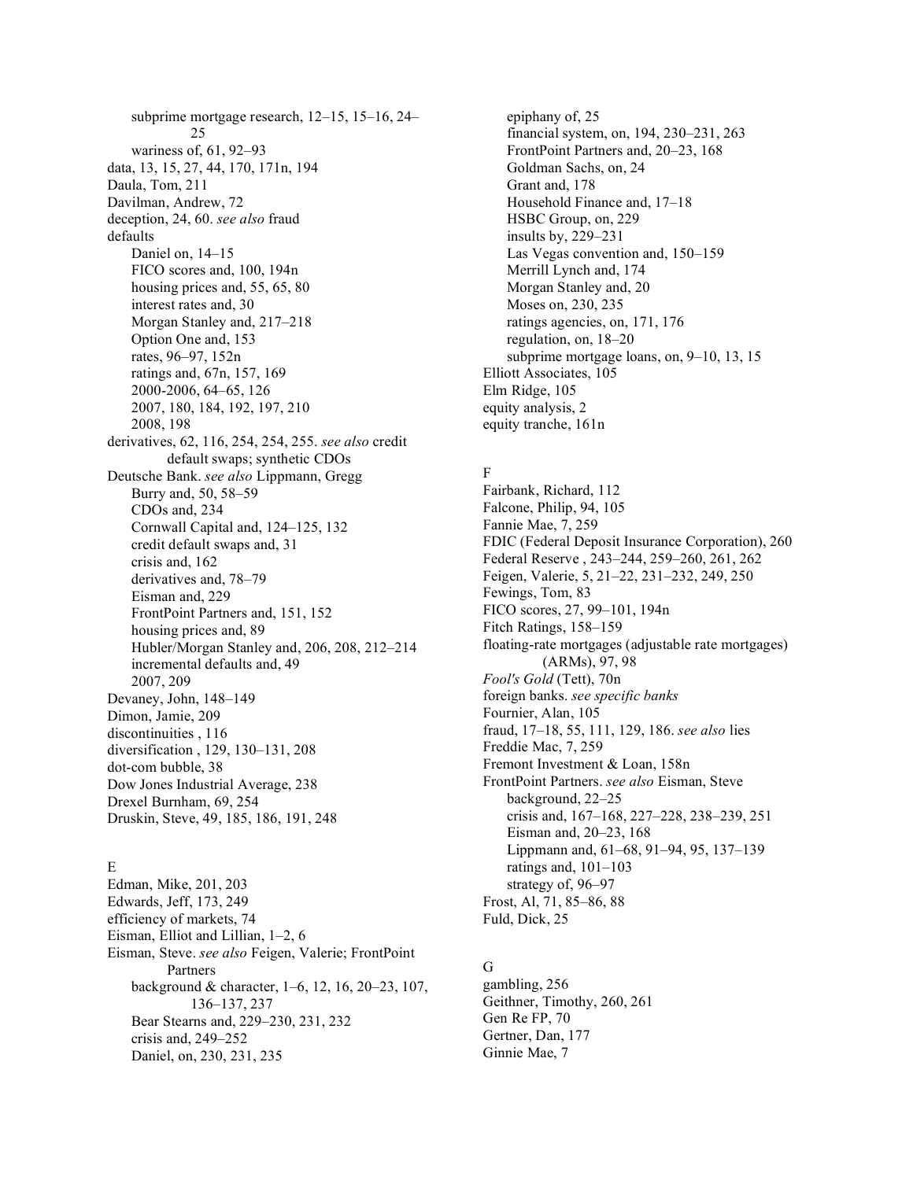- subprime mortgage research, 12–15, 15–16, 24–25
- wariness of, 61, 92–93

data, 13, 15, 27, 44, 170, 171n, 194
Daula, Tom, 211
Davilman, Andrew, 72
deception, 24, 60. *see also* fraud
defaults
- Daniel on, 14–15
- FICO scores and, 100, 194n
- housing prices and, 55, 65, 80
- interest rates and, 30
- Morgan Stanley and, 217–218
- Option One and, 153
- rates, 96–97, 152n
- ratings and, 67n, 157, 169
- 2000-2006, 64–65, 126
- 2007, 180, 184, 192, 197, 210
- 2008, 198

derivatives, 62, 116, 254, 254, 255. *see also* credit default swaps; synthetic CDOs
Deutsche Bank. *see also* Lippmann, Gregg
- Burry and, 50, 58–59
- CDOs and, 234
- Cornwall Capital and, 124–125, 132
- credit default swaps and, 31
- crisis and, 162
- derivatives and, 78–79
- Eisman and, 229
- FrontPoint Partners and, 151, 152
- housing prices and, 89
- Hubler/Morgan Stanley and, 206, 208, 212–214
- incremental defaults and, 49
- 2007, 209

Devaney, John, 148–149
Dimon, Jamie, 209
discontinuities , 116
diversification , 129, 130–131, 208
dot-com bubble, 38
Dow Jones Industrial Average, 238
Drexel Burnham, 69, 254
Druskin, Steve, 49, 185, 186, 191, 248

E

Edman, Mike, 201, 203
Edwards, Jeff, 173, 249
efficiency of markets, 74
Eisman, Elliot and Lillian, 1–2, 6
Eisman, Steve. *see also* Feigen, Valerie; FrontPoint Partners
- background & character, 1–6, 12, 16, 20–23, 107, 136–137, 237
- Bear Stearns and, 229–230, 231, 232
- crisis and, 249–252
- Daniel, on, 230, 231, 235
- epiphany of, 25
- financial system, on, 194, 230–231, 263
- FrontPoint Partners and, 20–23, 168
- Goldman Sachs, on, 24
- Grant and, 178
- Household Finance and, 17–18
- HSBC Group, on, 229
- insults by, 229–231
- Las Vegas convention and, 150–159
- Merrill Lynch and, 174
- Morgan Stanley and, 20
- Moses on, 230, 235
- ratings agencies, on, 171, 176
- regulation, on, 18–20
- subprime mortgage loans, on, 9–10, 13, 15

Elliott Associates, 105
Elm Ridge, 105
equity analysis, 2
equity tranche, 161n

F

Fairbank, Richard, 112
Falcone, Philip, 94, 105
Fannie Mae, 7, 259
FDIC (Federal Deposit Insurance Corporation), 260
Federal Reserve , 243–244, 259–260, 261, 262
Feigen, Valerie, 5, 21–22, 231–232, 249, 250
Fewings, Tom, 83
FICO scores, 27, 99–101, 194n
Fitch Ratings, 158–159
floating-rate mortgages (adjustable rate mortgages) (ARMs), 97, 98
*Fool's Gold* (Tett), 70n
foreign banks. *see specific banks*
Fournier, Alan, 105
fraud, 17–18, 55, 111, 129, 186. *see also* lies
Freddie Mac, 7, 259
Fremont Investment & Loan, 158n
FrontPoint Partners. *see also* Eisman, Steve
- background, 22–25
- crisis and, 167–168, 227–228, 238–239, 251
- Eisman and, 20–23, 168
- Lippmann and, 61–68, 91–94, 95, 137–139
- ratings and, 101–103
- strategy of, 96–97

Frost, Al, 71, 85–86, 88
Fuld, Dick, 25

G

gambling, 256
Geithner, Timothy, 260, 261
Gen Re FP, 70
Gertner, Dan, 177
Ginnie Mae, 7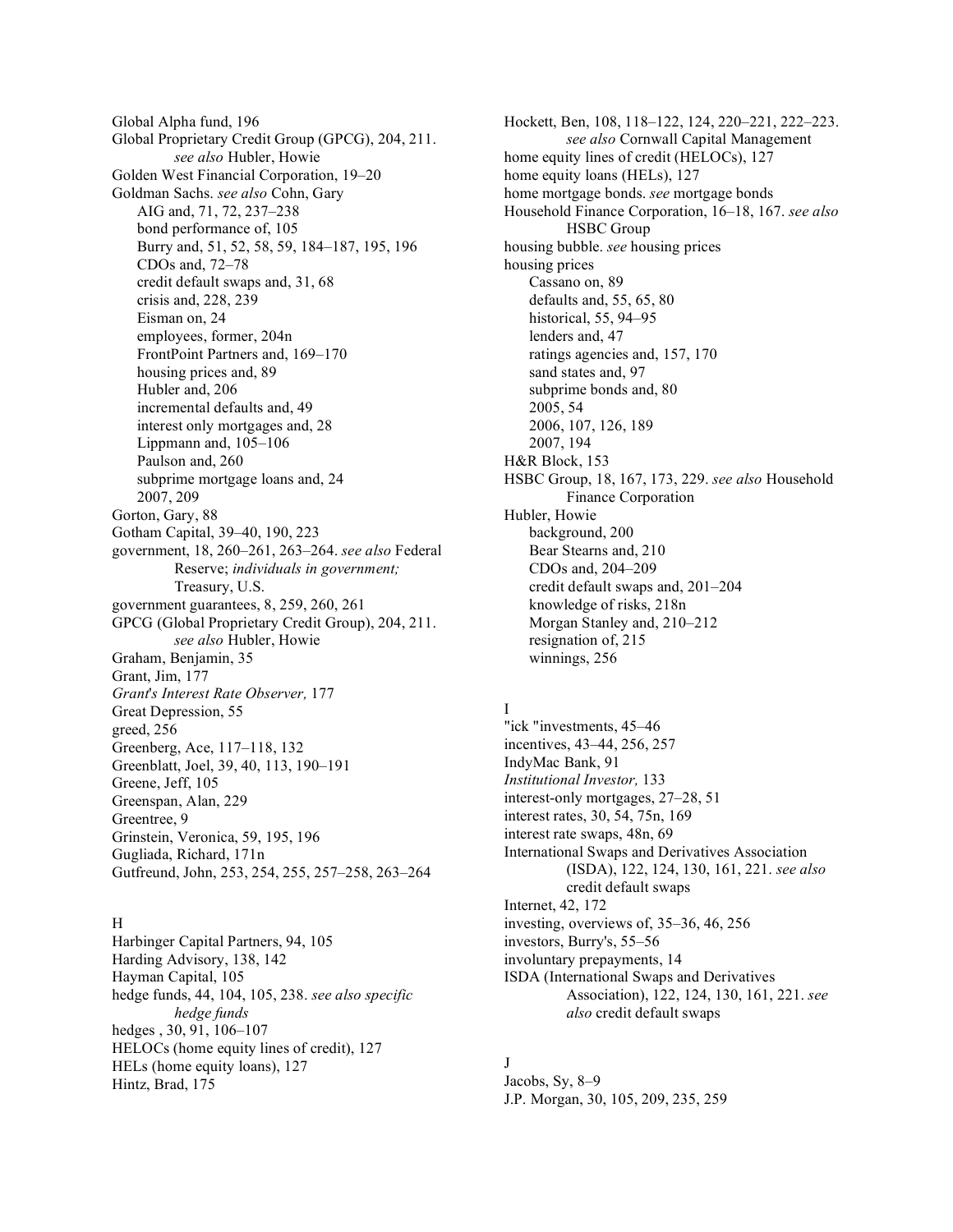Global Alpha fund, 196
Global Proprietary Credit Group (GPCG), 204, 211. *see also* Hubler, Howie
Golden West Financial Corporation, 19–20
Goldman Sachs. *see also* Cohn, Gary
- AIG and, 71, 72, 237–238
- bond performance of, 105
- Burry and, 51, 52, 58, 59, 184–187, 195, 196
- CDOs and, 72–78
- credit default swaps and, 31, 68
- crisis and, 228, 239
- Eisman on, 24
- employees, former, 204n
- FrontPoint Partners and, 169–170
- housing prices and, 89
- Hubler and, 206
- incremental defaults and, 49
- interest only mortgages and, 28
- Lippmann and, 105–106
- Paulson and, 260
- subprime mortgage loans and, 24
- 2007, 209

Gorton, Gary, 88
Gotham Capital, 39–40, 190, 223
government, 18, 260–261, 263–264. *see also* Federal Reserve; *individuals in government;* Treasury, U.S.
government guarantees, 8, 259, 260, 261
GPCG (Global Proprietary Credit Group), 204, 211. *see also* Hubler, Howie
Graham, Benjamin, 35
Grant, Jim, 177
*Grant's Interest Rate Observer,* 177
Great Depression, 55
greed, 256
Greenberg, Ace, 117–118, 132
Greenblatt, Joel, 39, 40, 113, 190–191
Greene, Jeff, 105
Greenspan, Alan, 229
Greentree, 9
Grinstein, Veronica, 59, 195, 196
Gugliada, Richard, 171n
Gutfreund, John, 253, 254, 255, 257–258, 263–264

H

Harbinger Capital Partners, 94, 105
Harding Advisory, 138, 142
Hayman Capital, 105
hedge funds, 44, 104, 105, 238. *see also specific hedge funds*
hedges , 30, 91, 106–107
HELOCs (home equity lines of credit), 127
HELs (home equity loans), 127
Hintz, Brad, 175
Hockett, Ben, 108, 118–122, 124, 220–221, 222–223. *see also* Cornwall Capital Management
home equity lines of credit (HELOCs), 127
home equity loans (HELs), 127
home mortgage bonds. *see* mortgage bonds
Household Finance Corporation, 16–18, 167. *see also* HSBC Group
housing bubble. *see* housing prices
housing prices
- Cassano on, 89
- defaults and, 55, 65, 80
- historical, 55, 94–95
- lenders and, 47
- ratings agencies and, 157, 170
- sand states and, 97
- subprime bonds and, 80
- 2005, 54
- 2006, 107, 126, 189
- 2007, 194

H&R Block, 153
HSBC Group, 18, 167, 173, 229. *see also* Household Finance Corporation
Hubler, Howie
- background, 200
- Bear Stearns and, 210
- CDOs and, 204–209
- credit default swaps and, 201–204
- knowledge of risks, 218n
- Morgan Stanley and, 210–212
- resignation of, 215
- winnings, 256

I

"ick "investments, 45–46
incentives, 43–44, 256, 257
IndyMac Bank, 91
*Institutional Investor,* 133
interest-only mortgages, 27–28, 51
interest rates, 30, 54, 75n, 169
interest rate swaps, 48n, 69
International Swaps and Derivatives Association (ISDA), 122, 124, 130, 161, 221. *see also* credit default swaps
Internet, 42, 172
investing, overviews of, 35–36, 46, 256
investors, Burry's, 55–56
involuntary prepayments, 14
ISDA (International Swaps and Derivatives Association), 122, 124, 130, 161, 221. *see also* credit default swaps

J

Jacobs, Sy, 8–9
J.P. Morgan, 30, 105, 209, 235, 259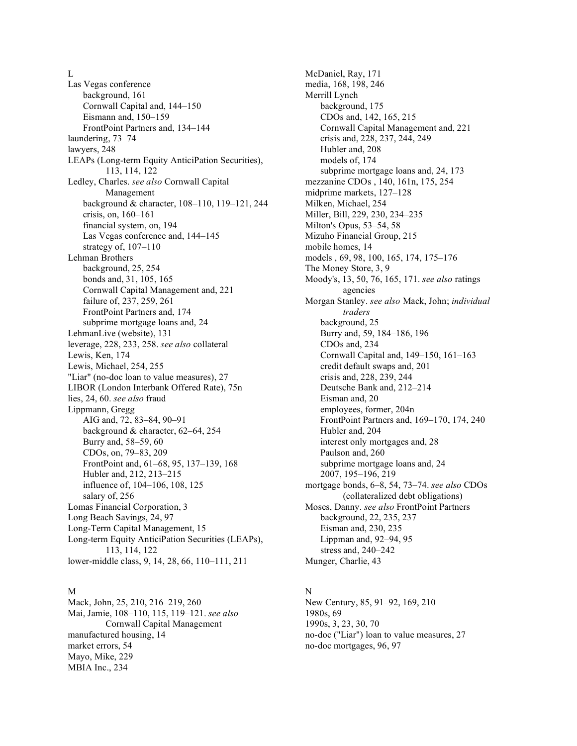L

Las Vegas conference
- background, 161
- Cornwall Capital and, 144–150
- Eismann and, 150–159
- FrontPoint Partners and, 134–144

laundering, 73–74
lawyers, 248
LEAPs (Long-term Equity AnticiPation Securities), 113, 114, 122
Ledley, Charles. *see also* Cornwall Capital Management
- background & character, 108–110, 119–121, 244
- crisis, on, 160–161
- financial system, on, 194
- Las Vegas conference and, 144–145
- strategy of, 107–110

Lehman Brothers
- background, 25, 254
- bonds and, 31, 105, 165
- Cornwall Capital Management and, 221
- failure of, 237, 259, 261
- FrontPoint Partners and, 174
- subprime mortgage loans and, 24

LehmanLive (website), 131
leverage, 228, 233, 258. *see also* collateral
Lewis, Ken, 174
Lewis, Michael, 254, 255
"Liar" (no-doc loan to value measures), 27
LIBOR (London Interbank Offered Rate), 75n
lies, 24, 60. *see also* fraud
Lippmann, Gregg
- AIG and, 72, 83–84, 90–91
- background & character, 62–64, 254
- Burry and, 58–59, 60
- CDOs, on, 79–83, 209
- FrontPoint and, 61–68, 95, 137–139, 168
- Hubler and, 212, 213–215
- influence of, 104–106, 108, 125
- salary of, 256

Lomas Financial Corporation, 3
Long Beach Savings, 24, 97
Long-Term Capital Management, 15
Long-term Equity AnticiPation Securities (LEAPs), 113, 114, 122
lower-middle class, 9, 14, 28, 66, 110–111, 211

M

Mack, John, 25, 210, 216–219, 260
Mai, Jamie, 108–110, 115, 119–121. *see also* Cornwall Capital Management
manufactured housing, 14
market errors, 54
Mayo, Mike, 229
MBIA Inc., 234
McDaniel, Ray, 171
media, 168, 198, 246
Merrill Lynch
- background, 175
- CDOs and, 142, 165, 215
- Cornwall Capital Management and, 221
- crisis and, 228, 237, 244, 249
- Hubler and, 208
- models of, 174
- subprime mortgage loans and, 24, 173

mezzanine CDOs , 140, 161n, 175, 254
midprime markets, 127–128
Milken, Michael, 254
Miller, Bill, 229, 230, 234–235
Milton's Opus, 53–54, 58
Mizuho Financial Group, 215
mobile homes, 14
models , 69, 98, 100, 165, 174, 175–176
The Money Store, 3, 9
Moody's, 13, 50, 76, 165, 171. *see also* ratings agencies
Morgan Stanley. *see also* Mack, John; *individual traders*
- background, 25
- Burry and, 59, 184–186, 196
- CDOs and, 234
- Cornwall Capital and, 149–150, 161–163
- credit default swaps and, 201
- crisis and, 228, 239, 244
- Deutsche Bank and, 212–214
- Eisman and, 20
- employees, former, 204n
- FrontPoint Partners and, 169–170, 174, 240
- Hubler and, 204
- interest only mortgages and, 28
- Paulson and, 260
- subprime mortgage loans and, 24
- 2007, 195–196, 219

mortgage bonds, 6–8, 54, 73–74. *see also* CDOs (collateralized debt obligations)
Moses, Danny. *see also* FrontPoint Partners
- background, 22, 235, 237
- Eisman and, 230, 235
- Lippman and, 92–94, 95
- stress and, 240–242

Munger, Charlie, 43

N

New Century, 85, 91–92, 169, 210
1980s, 69
1990s, 3, 23, 30, 70
no-doc ("Liar") loan to value measures, 27
no-doc mortgages, 96, 97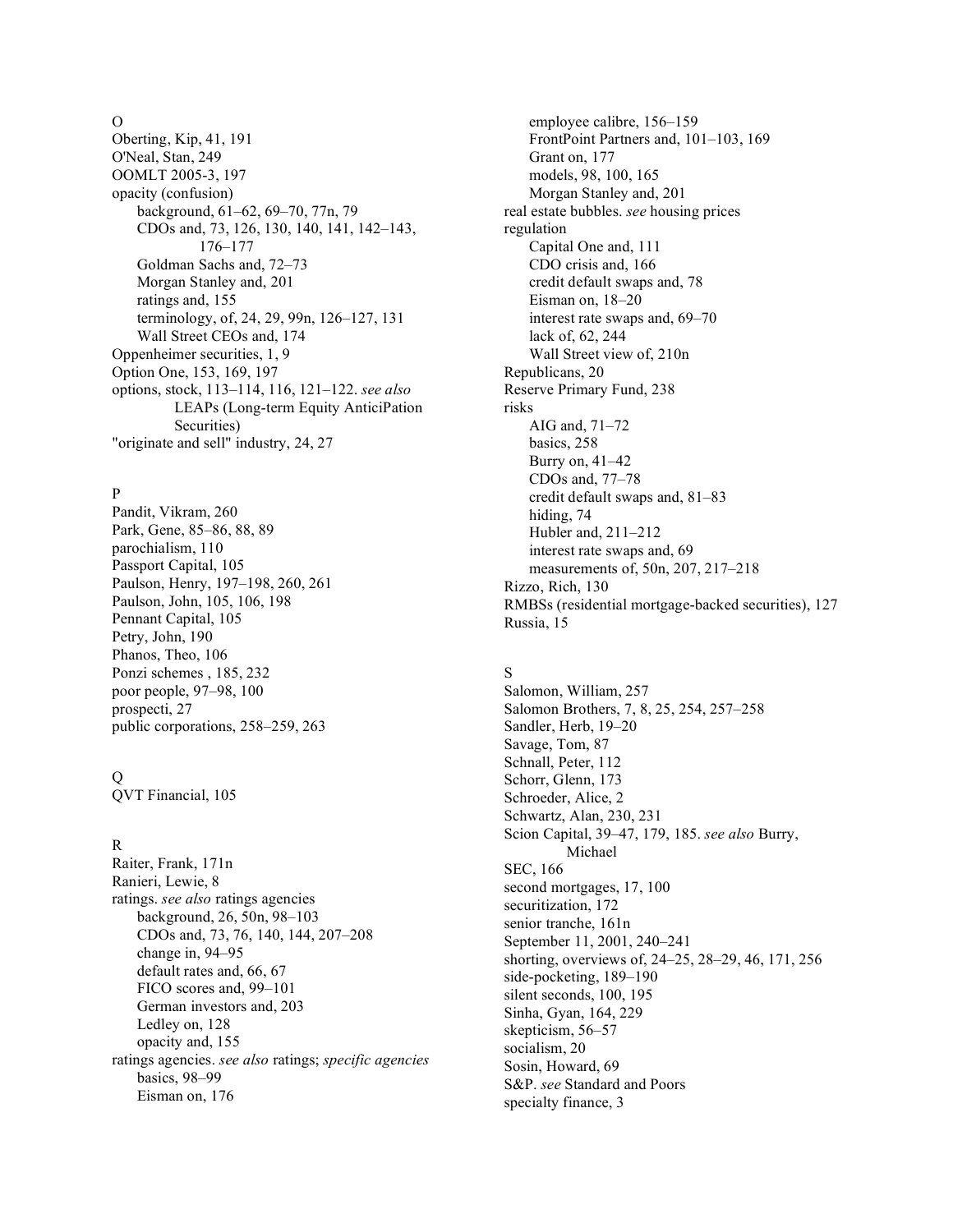O

Oberting, Kip, 41, 191
O'Neal, Stan, 249
OOMLT 2005-3, 197
opacity (confusion)
  background, 61–62, 69–70, 77n, 79
  CDOs and, 73, 126, 130, 140, 141, 142–143, 176–177
  Goldman Sachs and, 72–73
  Morgan Stanley and, 201
  ratings and, 155
  terminology, of, 24, 29, 99n, 126–127, 131
  Wall Street CEOs and, 174
Oppenheimer securities, 1, 9
Option One, 153, 169, 197
options, stock, 113–114, 116, 121–122. *see also* LEAPs (Long-term Equity AnticiPation Securities)
"originate and sell" industry, 24, 27

P

Pandit, Vikram, 260
Park, Gene, 85–86, 88, 89
parochialism, 110
Passport Capital, 105
Paulson, Henry, 197–198, 260, 261
Paulson, John, 105, 106, 198
Pennant Capital, 105
Petry, John, 190
Phanos, Theo, 106
Ponzi schemes , 185, 232
poor people, 97–98, 100
prospecti, 27
public corporations, 258–259, 263

Q

QVT Financial, 105

R

Raiter, Frank, 171n
Ranieri, Lewie, 8
ratings. *see also* ratings agencies
  background, 26, 50n, 98–103
  CDOs and, 73, 76, 140, 144, 207–208
  change in, 94–95
  default rates and, 66, 67
  FICO scores and, 99–101
  German investors and, 203
  Ledley on, 128
  opacity and, 155
ratings agencies. *see also* ratings; *specific agencies*
  basics, 98–99
  Eisman on, 176
  employee calibre, 156–159
  FrontPoint Partners and, 101–103, 169
  Grant on, 177
  models, 98, 100, 165
  Morgan Stanley and, 201
real estate bubbles. *see* housing prices
regulation
  Capital One and, 111
  CDO crisis and, 166
  credit default swaps and, 78
  Eisman on, 18–20
  interest rate swaps and, 69–70
  lack of, 62, 244
  Wall Street view of, 210n
Republicans, 20
Reserve Primary Fund, 238
risks
  AIG and, 71–72
  basics, 258
  Burry on, 41–42
  CDOs and, 77–78
  credit default swaps and, 81–83
  hiding, 74
  Hubler and, 211–212
  interest rate swaps and, 69
  measurements of, 50n, 207, 217–218
Rizzo, Rich, 130
RMBSs (residential mortgage-backed securities), 127
Russia, 15

S

Salomon, William, 257
Salomon Brothers, 7, 8, 25, 254, 257–258
Sandler, Herb, 19–20
Savage, Tom, 87
Schnall, Peter, 112
Schorr, Glenn, 173
Schroeder, Alice, 2
Schwartz, Alan, 230, 231
Scion Capital, 39–47, 179, 185. *see also* Burry, Michael
SEC, 166
second mortgages, 17, 100
securitization, 172
senior tranche, 161n
September 11, 2001, 240–241
shorting, overviews of, 24–25, 28–29, 46, 171, 256
side-pocketing, 189–190
silent seconds, 100, 195
Sinha, Gyan, 164, 229
skepticism, 56–57
socialism, 20
Sosin, Howard, 69
S&P. *see* Standard and Poors
specialty finance, 3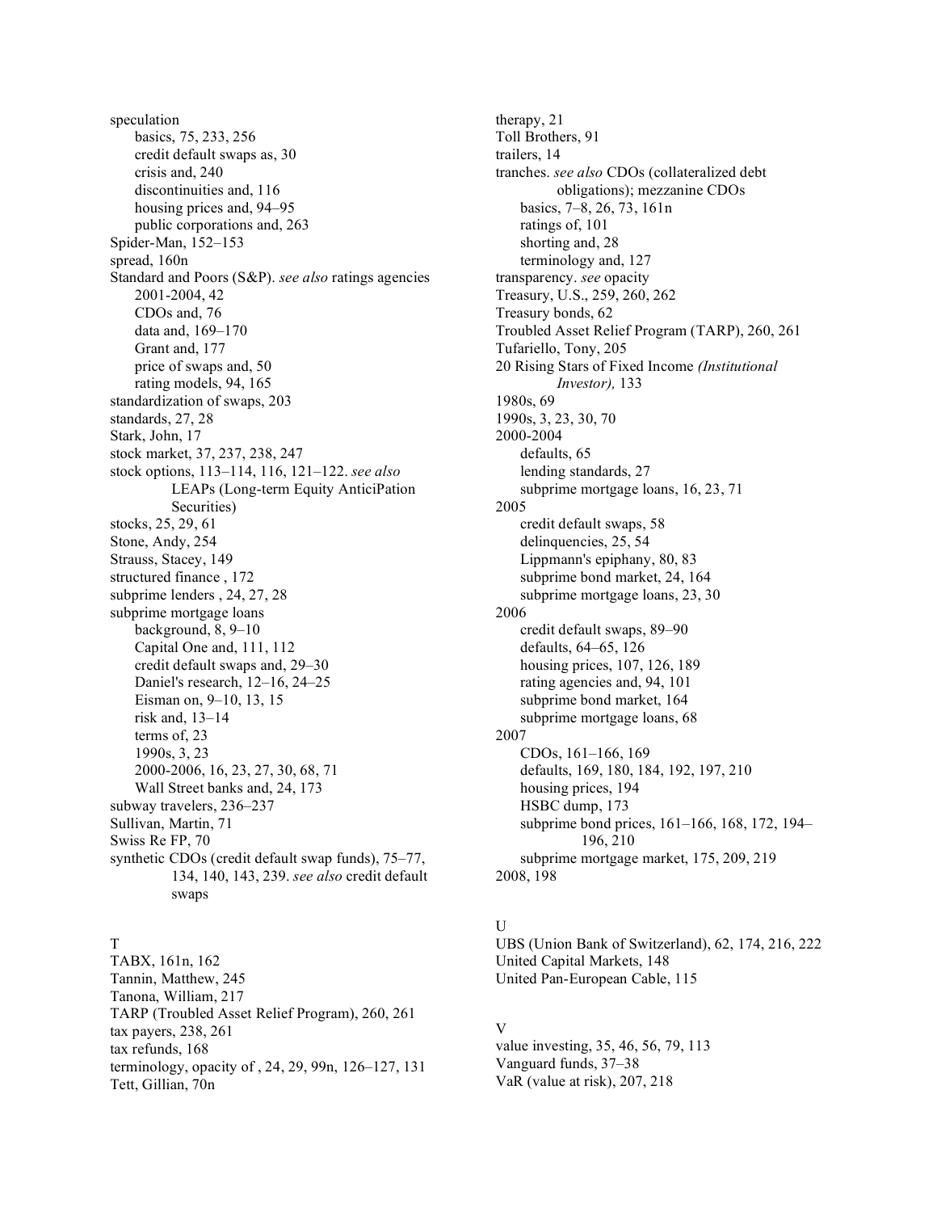speculation
- basics, 75, 233, 256
- credit default swaps as, 30
- crisis and, 240
- discontinuities and, 116
- housing prices and, 94–95
- public corporations and, 263

Spider-Man, 152–153
spread, 160n
Standard and Poors (S&P). *see also* ratings agencies
- 2001-2004, 42
- CDOs and, 76
- data and, 169–170
- Grant and, 177
- price of swaps and, 50
- rating models, 94, 165

standardization of swaps, 203
standards, 27, 28
Stark, John, 17
stock market, 37, 237, 238, 247
stock options, 113–114, 116, 121–122. *see also* LEAPs (Long-term Equity AnticiPation Securities)
stocks, 25, 29, 61
Stone, Andy, 254
Strauss, Stacey, 149
structured finance , 172
subprime lenders , 24, 27, 28
subprime mortgage loans
- background, 8, 9–10
- Capital One and, 111, 112
- credit default swaps and, 29–30
- Daniel's research, 12–16, 24–25
- Eisman on, 9–10, 13, 15
- risk and, 13–14
- terms of, 23
- 1990s, 3, 23
- 2000-2006, 16, 23, 27, 30, 68, 71
- Wall Street banks and, 24, 173

subway travelers, 236–237
Sullivan, Martin, 71
Swiss Re FP, 70
synthetic CDOs (credit default swap funds), 75–77, 134, 140, 143, 239. *see also* credit default swaps

T

TABX, 161n, 162
Tannin, Matthew, 245
Tanona, William, 217
TARP (Troubled Asset Relief Program), 260, 261
tax payers, 238, 261
tax refunds, 168
terminology, opacity of , 24, 29, 99n, 126–127, 131
Tett, Gillian, 70n
therapy, 21
Toll Brothers, 91
trailers, 14
tranches. *see also* CDOs (collateralized debt obligations); mezzanine CDOs
- basics, 7–8, 26, 73, 161n
- ratings of, 101
- shorting and, 28
- terminology and, 127

transparency. *see* opacity
Treasury, U.S., 259, 260, 262
Treasury bonds, 62
Troubled Asset Relief Program (TARP), 260, 261
Tufariello, Tony, 205
20 Rising Stars of Fixed Income *(Institutional Investor),* 133
1980s, 69
1990s, 3, 23, 30, 70
2000-2004
- defaults, 65
- lending standards, 27
- subprime mortgage loans, 16, 23, 71

2005
- credit default swaps, 58
- delinquencies, 25, 54
- Lippmann's epiphany, 80, 83
- subprime bond market, 24, 164
- subprime mortgage loans, 23, 30

2006
- credit default swaps, 89–90
- defaults, 64–65, 126
- housing prices, 107, 126, 189
- rating agencies and, 94, 101
- subprime bond market, 164
- subprime mortgage loans, 68

2007
- CDOs, 161–166, 169
- defaults, 169, 180, 184, 192, 197, 210
- housing prices, 194
- HSBC dump, 173
- subprime bond prices, 161–166, 168, 172, 194–196, 210
- subprime mortgage market, 175, 209, 219

2008, 198

U

UBS (Union Bank of Switzerland), 62, 174, 216, 222
United Capital Markets, 148
United Pan-European Cable, 115

V

value investing, 35, 46, 56, 79, 113
Vanguard funds, 37–38
VaR (value at risk), 207, 218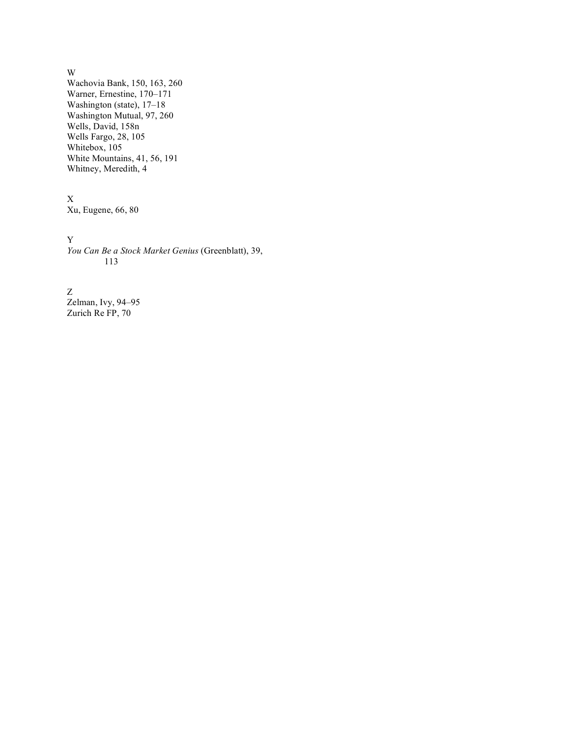W

Wachovia Bank, 150, 163, 260
Warner, Ernestine, 170–171
Washington (state), 17–18
Washington Mutual, 97, 260
Wells, David, 158n
Wells Fargo, 28, 105
Whitebox, 105
White Mountains, 41, 56, 191
Whitney, Meredith, 4

X

Xu, Eugene, 66, 80

Y

*You Can Be a Stock Market Genius* (Greenblatt), 39, 113

Z

Zelman, Ivy, 94–95
Zurich Re FP, 70